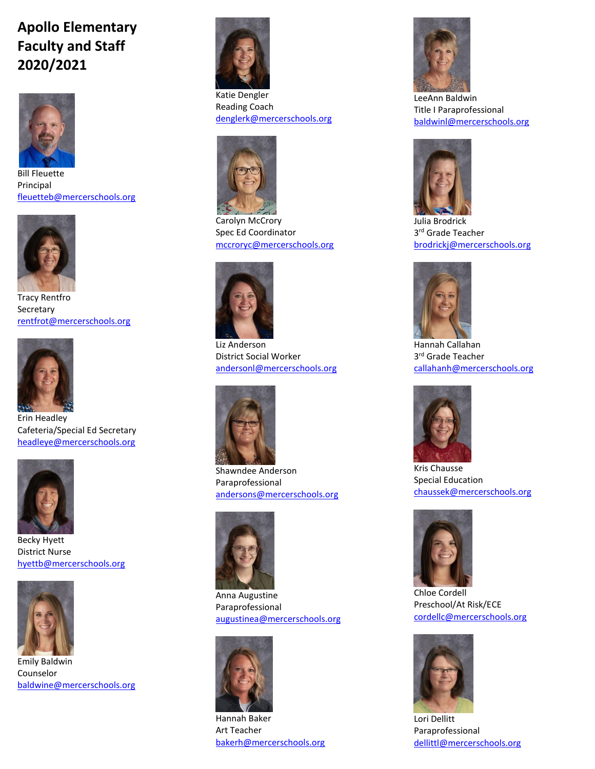# Apollo Elementary Faculty and Staff 2020/2021

Bill Fleuette
Principal
fleuetteb@mercerschools.org

Tracy Rentfro
Secretary
rentfrot@mercerschools.org

Erin Headley
Cafeteria/Special Ed Secretary
headleye@mercerschools.org

Becky Hyett
District Nurse
hyettb@mercerschools.org

Emily Baldwin
Counselor
baldwine@mercerschools.org

Katie Dengler
Reading Coach
denglerk@mercerschools.org

Carolyn McCrory
Spec Ed Coordinator
mccroryc@mercerschools.org

Liz Anderson
District Social Worker
andersonl@mercerschools.org

Shawndee Anderson
Paraprofessional
andersons@mercerschools.org

Anna Augustine
Paraprofessional
augustinea@mercerschools.org

Hannah Baker
Art Teacher
bakerh@mercerschools.org

LeeAnn Baldwin
Title I Paraprofessional
baldwinl@mercerschools.org

Julia Brodrick
3rd Grade Teacher
brodrickj@mercerschools.org

Hannah Callahan
3rd Grade Teacher
callahanh@mercerschools.org

Kris Chausse
Special Education
chaussek@mercerschools.org

Chloe Cordell
Preschool/At Risk/ECE
cordellc@mercerschools.org

Lori Dellitt
Paraprofessional
dellittl@mercerschools.org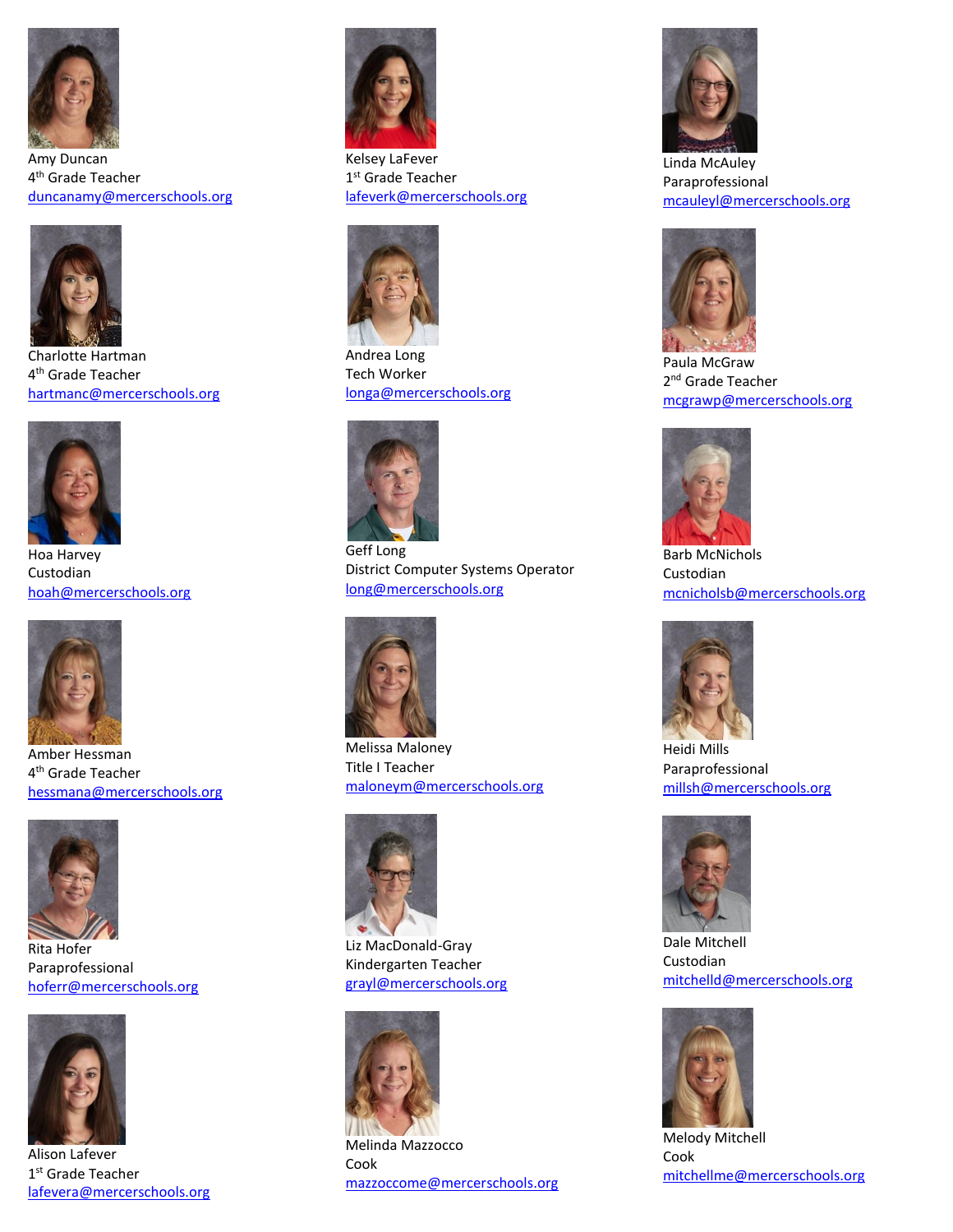Amy Duncan
4th Grade Teacher
duncanamy@mercerschools.org

Charlotte Hartman
4th Grade Teacher
hartmanc@mercerschools.org

Hoa Harvey
Custodian
hoah@mercerschools.org

Amber Hessman
4th Grade Teacher
hessmana@mercerschools.org

Rita Hofer
Paraprofessional
hoferr@mercerschools.org

Alison Lafever
1st Grade Teacher
lafevera@mercerschools.org

Kelsey LaFever
1st Grade Teacher
lafeverk@mercerschools.org

Andrea Long
Tech Worker
longa@mercerschools.org

Geff Long
District Computer Systems Operator
long@mercerschools.org

Melissa Maloney
Title I Teacher
maloneym@mercerschools.org

Liz MacDonald-Gray
Kindergarten Teacher
grayl@mercerschools.org

Melinda Mazzocco
Cook
mazzoccome@mercerschools.org

Linda McAuley
Paraprofessional
mcauleyl@mercerschools.org

Paula McGraw
2nd Grade Teacher
mcgrawp@mercerschools.org

Barb McNichols
Custodian
mcnicholsb@mercerschools.org

Heidi Mills
Paraprofessional
millsh@mercerschools.org

Dale Mitchell
Custodian
mitchelld@mercerschools.org

Melody Mitchell
Cook
mitchellme@mercerschools.org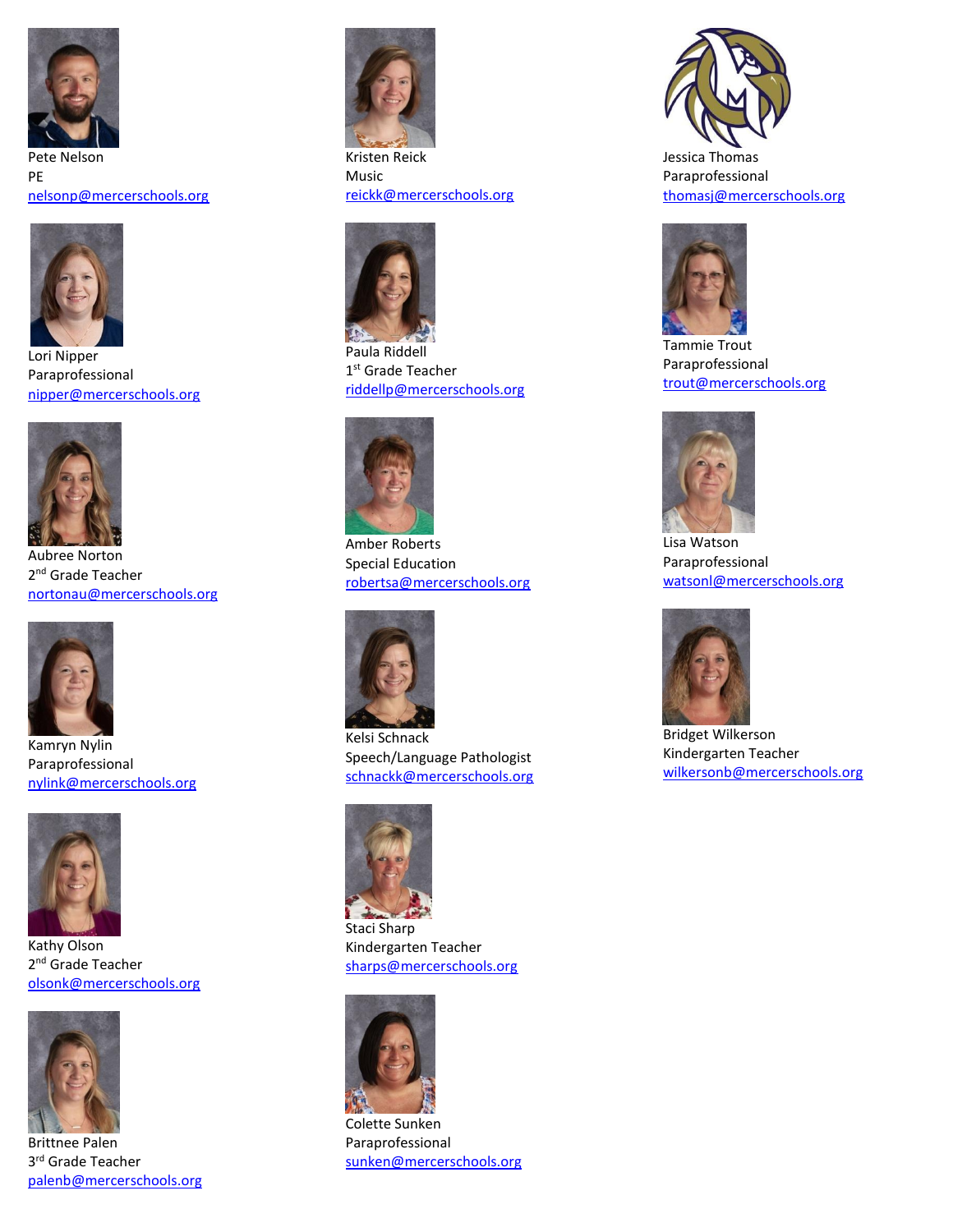Pete Nelson
PE
nelsonp@mercerschools.org

Lori Nipper
Paraprofessional
nipper@mercerschools.org

Aubree Norton
2nd Grade Teacher
nortonau@mercerschools.org

Kamryn Nylin
Paraprofessional
nylink@mercerschools.org

Kathy Olson
2nd Grade Teacher
olsonk@mercerschools.org

Brittnee Palen
3rd Grade Teacher
palenb@mercerschools.org

Kristen Reick
Music
reickk@mercerschools.org

Paula Riddell
1st Grade Teacher
riddellp@mercerschools.org

Amber Roberts
Special Education
robertsa@mercerschools.org

Kelsi Schnack
Speech/Language Pathologist
schnackk@mercerschools.org

Staci Sharp
Kindergarten Teacher
sharps@mercerschools.org

Colette Sunken
Paraprofessional
sunken@mercerschools.org

Jessica Thomas
Paraprofessional
thomasj@mercerschools.org

Tammie Trout
Paraprofessional
trout@mercerschools.org

Lisa Watson
Paraprofessional
watsonl@mercerschools.org

Bridget Wilkerson
Kindergarten Teacher
wilkersonb@mercerschools.org